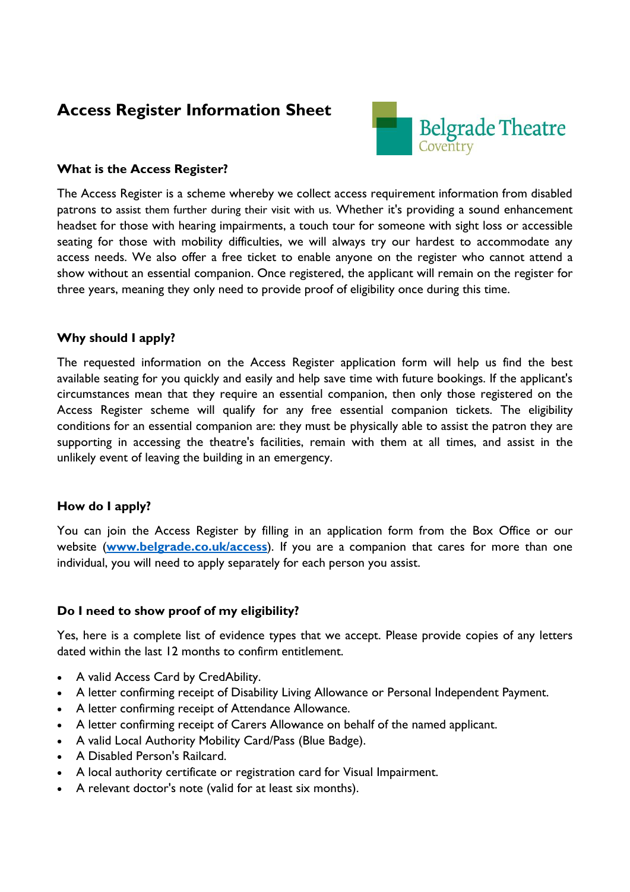# Access Register Information Sheet

Belgrade Theatre Coventry

## What is the Access Register?

The Access Register is a scheme whereby we collect access requirement information from disabled patrons to assist them further during their visit with us. Whether it's providing a sound enhancement headset for those with hearing impairments, a touch tour for someone with sight loss or accessible seating for those with mobility difficulties, we will always try our hardest to accommodate any access needs. We also offer a free ticket to enable anyone on the register who cannot attend a show without an essential companion. Once registered, the applicant will remain on the register for three years, meaning they only need to provide proof of eligibility once during this time.

## Why should I apply?

The requested information on the Access Register application form will help us find the best available seating for you quickly and easily and help save time with future bookings. If the applicant's circumstances mean that they require an essential companion, then only those registered on the Access Register scheme will qualify for any free essential companion tickets. The eligibility conditions for an essential companion are: they must be physically able to assist the patron they are supporting in accessing the theatre's facilities, remain with them at all times, and assist in the unlikely event of leaving the building in an emergency.

## How do I apply?

You can join the Access Register by filling in an application form from the Box Office or our website (**www.belgrade.co.uk/access**). If you are a companion that cares for more than one individual, you will need to apply separately for each person you assist.

## Do I need to show proof of my eligibility?

Yes, here is a complete list of evidence types that we accept. Please provide copies of any letters dated within the last 12 months to confirm entitlement.

- A valid Access Card by CredAbility.
- A letter confirming receipt of Disability Living Allowance or Personal Independent Payment.
- A letter confirming receipt of Attendance Allowance.
- A letter confirming receipt of Carers Allowance on behalf of the named applicant.
- A valid Local Authority Mobility Card/Pass (Blue Badge).
- A Disabled Person's Railcard.
- A local authority certificate or registration card for Visual Impairment.
- A relevant doctor's note (valid for at least six months).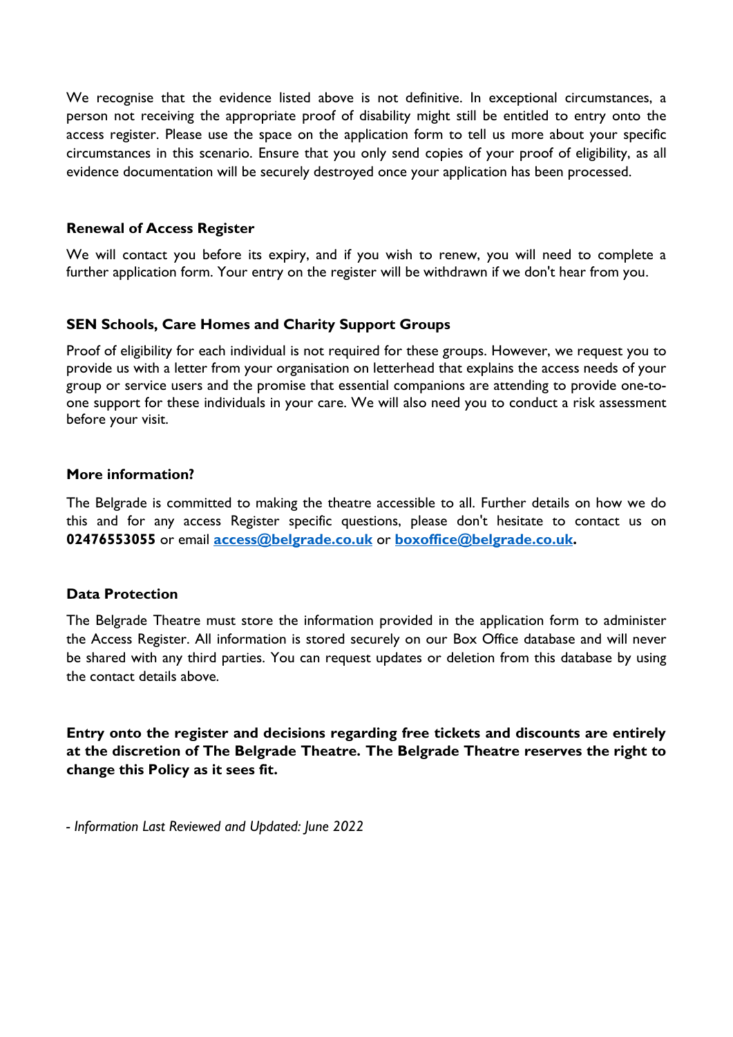We recognise that the evidence listed above is not definitive. In exceptional circumstances, a person not receiving the appropriate proof of disability might still be entitled to entry onto the access register. Please use the space on the application form to tell us more about your specific circumstances in this scenario. Ensure that you only send copies of your proof of eligibility, as all evidence documentation will be securely destroyed once your application has been processed.

## Renewal of Access Register

We will contact you before its expiry, and if you wish to renew, you will need to complete a further application form. Your entry on the register will be withdrawn if we don't hear from you.

## SEN Schools, Care Homes and Charity Support Groups

Proof of eligibility for each individual is not required for these groups. However, we request you to provide us with a letter from your organisation on letterhead that explains the access needs of your group or service users and the promise that essential companions are attending to provide one-to-one support for these individuals in your care. We will also need you to conduct a risk assessment before your visit.

## More information?

The Belgrade is committed to making the theatre accessible to all. Further details on how we do this and for any access Register specific questions, please don't hesitate to contact us on **02476553055** or email **access@belgrade.co.uk** or **boxoffice@belgrade.co.uk.**

## Data Protection

The Belgrade Theatre must store the information provided in the application form to administer the Access Register. All information is stored securely on our Box Office database and will never be shared with any third parties. You can request updates or deletion from this database by using the contact details above.

**Entry onto the register and decisions regarding free tickets and discounts are entirely at the discretion of The Belgrade Theatre. The Belgrade Theatre reserves the right to change this Policy as it sees fit.**

*- Information Last Reviewed and Updated: June 2022*